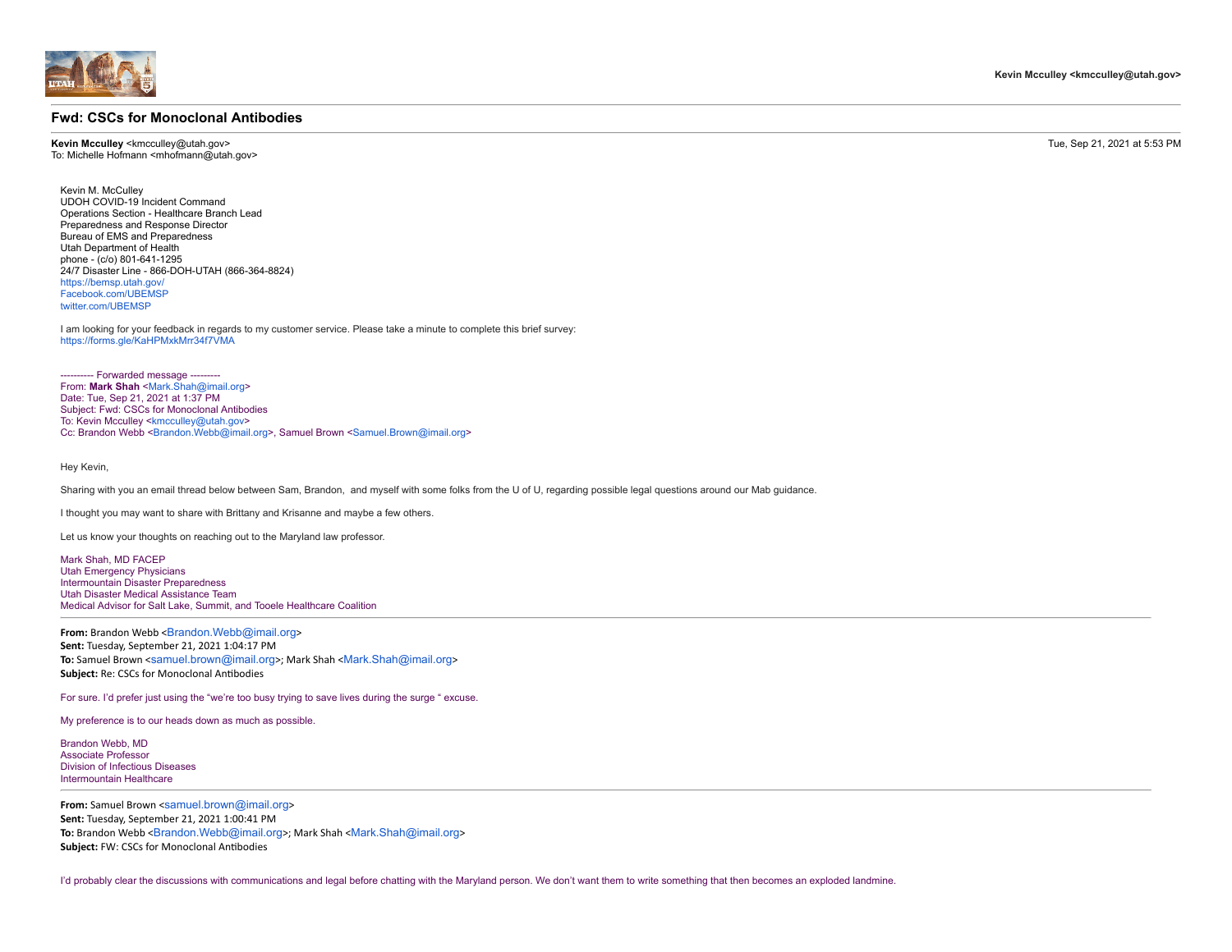Kevin Mcculley <kmcculley@utah.gov>

# Fwd: CSCs for Monoclonal Antibodies

**Kevin Mcculley** <kmcculley@utah.gov>
To: Michelle Hofmann <mhofmann@utah.gov>

Tue, Sep 21, 2021 at 5:53 PM

Kevin M. McCulley
UDOH COVID-19 Incident Command
Operations Section - Healthcare Branch Lead
Preparedness and Response Director
Bureau of EMS and Preparedness
Utah Department of Health
phone - (c/o) 801-641-1295
24/7 Disaster Line - 866-DOH-UTAH (866-364-8824)
https://bemsp.utah.gov/
Facebook.com/UBEMSP
twitter.com/UBEMSP

I am looking for your feedback in regards to my customer service. Please take a minute to complete this brief survey:
https://forms.gle/KaHPMxkMrr34f7VMA

---------- Forwarded message ---------
From: **Mark Shah** <Mark.Shah@imail.org>
Date: Tue, Sep 21, 2021 at 1:37 PM
Subject: Fwd: CSCs for Monoclonal Antibodies
To: Kevin Mcculley <kmcculley@utah.gov>
Cc: Brandon Webb <Brandon.Webb@imail.org>, Samuel Brown <Samuel.Brown@imail.org>

Hey Kevin,

Sharing with you an email thread below between Sam, Brandon, and myself with some folks from the U of U, regarding possible legal questions around our Mab guidance.

I thought you may want to share with Brittany and Krisanne and maybe a few others.

Let us know your thoughts on reaching out to the Maryland law professor.

Mark Shah, MD FACEP
Utah Emergency Physicians
Intermountain Disaster Preparedness
Utah Disaster Medical Assistance Team
Medical Advisor for Salt Lake, Summit, and Tooele Healthcare Coalition

---

**From:** Brandon Webb <Brandon.Webb@imail.org>
**Sent:** Tuesday, September 21, 2021 1:04:17 PM
**To:** Samuel Brown <samuel.brown@imail.org>; Mark Shah <Mark.Shah@imail.org>
**Subject:** Re: CSCs for Monoclonal Antibodies

For sure. I'd prefer just using the "we're too busy trying to save lives during the surge " excuse.

My preference is to our heads down as much as possible.

Brandon Webb, MD
Associate Professor
Division of Infectious Diseases
Intermountain Healthcare

---

**From:** Samuel Brown <samuel.brown@imail.org>
**Sent:** Tuesday, September 21, 2021 1:00:41 PM
**To:** Brandon Webb <Brandon.Webb@imail.org>; Mark Shah <Mark.Shah@imail.org>
**Subject:** FW: CSCs for Monoclonal Antibodies

I'd probably clear the discussions with communications and legal before chatting with the Maryland person. We don't want them to write something that then becomes an exploded landmine.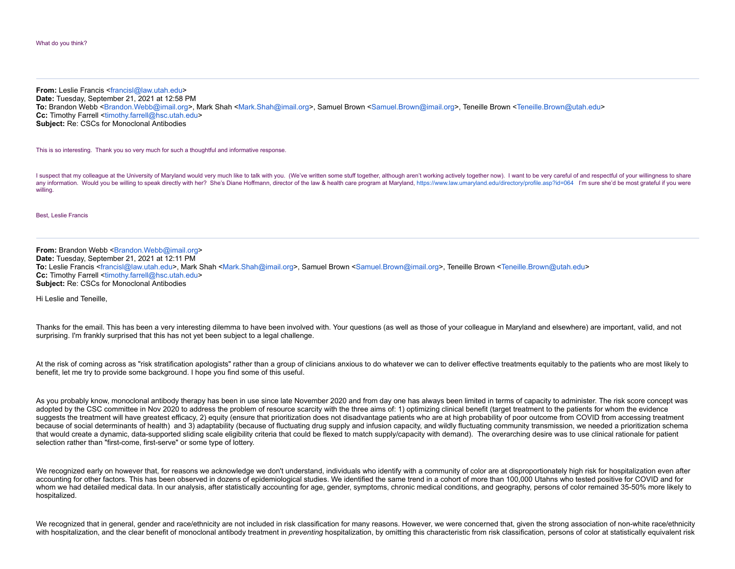What do you think?

---

**From:** Leslie Francis <francisl@law.utah.edu>
**Date:** Tuesday, September 21, 2021 at 12:58 PM
**To:** Brandon Webb <Brandon.Webb@imail.org>, Mark Shah <Mark.Shah@imail.org>, Samuel Brown <Samuel.Brown@imail.org>, Teneille Brown <Teneille.Brown@utah.edu>
**Cc:** Timothy Farrell <timothy.farrell@hsc.utah.edu>
**Subject:** Re: CSCs for Monoclonal Antibodies

This is so interesting. Thank you so very much for such a thoughtful and informative response.

I suspect that my colleague at the University of Maryland would very much like to talk with you. (We've written some stuff together, although aren't working actively together now). I want to be very careful of and respectful of your willingness to share any information. Would you be willing to speak directly with her? She's Diane Hoffmann, director of the law & health care program at Maryland, https://www.law.umaryland.edu/directory/profile.asp?id=064 I'm sure she'd be most grateful if you were willing.

Best, Leslie Francis

---

**From:** Brandon Webb <Brandon.Webb@imail.org>
**Date:** Tuesday, September 21, 2021 at 12:11 PM
**To:** Leslie Francis <francisl@law.utah.edu>, Mark Shah <Mark.Shah@imail.org>, Samuel Brown <Samuel.Brown@imail.org>, Teneille Brown <Teneille.Brown@utah.edu>
**Cc:** Timothy Farrell <timothy.farrell@hsc.utah.edu>
**Subject:** Re: CSCs for Monoclonal Antibodies

Hi Leslie and Teneille,

Thanks for the email. This has been a very interesting dilemma to have been involved with. Your questions (as well as those of your colleague in Maryland and elsewhere) are important, valid, and not surprising. I'm frankly surprised that this has not yet been subject to a legal challenge.

At the risk of coming across as "risk stratification apologists" rather than a group of clinicians anxious to do whatever we can to deliver effective treatments equitably to the patients who are most likely to benefit, let me try to provide some background. I hope you find some of this useful.

As you probably know, monoclonal antibody therapy has been in use since late November 2020 and from day one has always been limited in terms of capacity to administer. The risk score concept was adopted by the CSC committee in Nov 2020 to address the problem of resource scarcity with the three aims of: 1) optimizing clinical benefit (target treatment to the patients for whom the evidence suggests the treatment will have greatest efficacy, 2) equity (ensure that prioritization does not disadvantage patients who are at high probability of poor outcome from COVID from accessing treatment because of social determinants of health) and 3) adaptability (because of fluctuating drug supply and infusion capacity, and wildly fluctuating community transmission, we needed a prioritization schema that would create a dynamic, data-supported sliding scale eligibility criteria that could be flexed to match supply/capacity with demand). The overarching desire was to use clinical rationale for patient selection rather than "first-come, first-serve" or some type of lottery.

We recognized early on however that, for reasons we acknowledge we don't understand, individuals who identify with a community of color are at disproportionately high risk for hospitalization even after accounting for other factors. This has been observed in dozens of epidemiological studies. We identified the same trend in a cohort of more than 100,000 Utahns who tested positive for COVID and for whom we had detailed medical data. In our analysis, after statistically accounting for age, gender, symptoms, chronic medical conditions, and geography, persons of color remained 35-50% more likely to hospitalized.

We recognized that in general, gender and race/ethnicity are not included in risk classification for many reasons. However, we were concerned that, given the strong association of non-white race/ethnicity with hospitalization, and the clear benefit of monoclonal antibody treatment in *preventing* hospitalization, by omitting this characteristic from risk classification, persons of color at statistically equivalent risk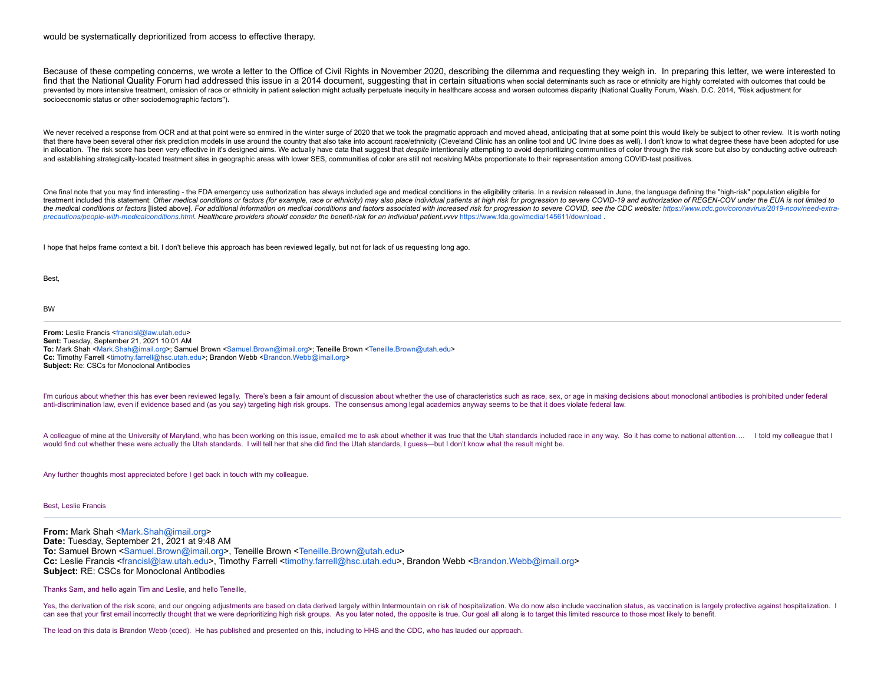would be systematically deprioritized from access to effective therapy.

Because of these competing concerns, we wrote a letter to the Office of Civil Rights in November 2020, describing the dilemma and requesting they weigh in. In preparing this letter, we were interested to find that the National Quality Forum had addressed this issue in a 2014 document, suggesting that in certain situations when social determinants such as race or ethnicity are highly correlated with outcomes that could be prevented by more intensive treatment, omission of race or ethnicity in patient selection might actually perpetuate inequity in healthcare access and worsen outcomes disparity (National Quality Forum, Wash. D.C. 2014, "Risk adjustment for socioeconomic status or other sociodemographic factors").

We never received a response from OCR and at that point were so enmired in the winter surge of 2020 that we took the pragmatic approach and moved ahead, anticipating that at some point this would likely be subject to other review. It is worth noting that there have been several other risk prediction models in use around the country that also take into account race/ethnicity (Cleveland Clinic has an online tool and UC Irvine does as well). I don't know to what degree these have been adopted for use in allocation. The risk score has been very effective in it's designed aims. We actually have data that suggest that *despite* intentionally attempting to avoid deprioritizing communities of color through the risk score but also by conducting active outreach and establishing strategically-located treatment sites in geographic areas with lower SES, communities of color are still not receiving MAbs proportionate to their representation among COVID-test positives.

One final note that you may find interesting - the FDA emergency use authorization has always included age and medical conditions in the eligibility criteria. In a revision released in June, the language defining the "high-risk" population eligible for treatment included this statement: *Other medical conditions or factors (for example, race or ethnicity) may also place individual patients at high risk for progression to severe COVID-19 and authorization of REGEN-COV under the EUA is not limited to the medical conditions or factors* [listed above]. *For additional information on medical conditions and factors associated with increased risk for progression to severe COVID, see the CDC website: https://www.cdc.gov/coronavirus/2019-ncov/need-extra-precautions/people-with-medicalconditions.html. Healthcare providers should consider the benefit-risk for an individual patient.vvvv* https://www.fda.gov/media/145611/download .

I hope that helps frame context a bit. I don't believe this approach has been reviewed legally, but not for lack of us requesting long ago.

Best,

BW

---

**From:** Leslie Francis <francisl@law.utah.edu>
**Sent:** Tuesday, September 21, 2021 10:01 AM
**To:** Mark Shah <Mark.Shah@imail.org>; Samuel Brown <Samuel.Brown@imail.org>; Teneille Brown <Teneille.Brown@utah.edu>
**Cc:** Timothy Farrell <timothy.farrell@hsc.utah.edu>; Brandon Webb <Brandon.Webb@imail.org>
**Subject:** Re: CSCs for Monoclonal Antibodies

I'm curious about whether this has ever been reviewed legally. There's been a fair amount of discussion about whether the use of characteristics such as race, sex, or age in making decisions about monoclonal antibodies is prohibited under federal anti-discrimination law, even if evidence based and (as you say) targeting high risk groups. The consensus among legal academics anyway seems to be that it does violate federal law.

A colleague of mine at the University of Maryland, who has been working on this issue, emailed me to ask about whether it was true that the Utah standards included race in any way. So it has come to national attention…. I told my colleague that I would find out whether these were actually the Utah standards. I will tell her that she did find the Utah standards, I guess—but I don't know what the result might be.

Any further thoughts most appreciated before I get back in touch with my colleague.

Best, Leslie Francis

---

**From:** Mark Shah <Mark.Shah@imail.org>
**Date:** Tuesday, September 21, 2021 at 9:48 AM
**To:** Samuel Brown <Samuel.Brown@imail.org>, Teneille Brown <Teneille.Brown@utah.edu>
**Cc:** Leslie Francis <francisl@law.utah.edu>, Timothy Farrell <timothy.farrell@hsc.utah.edu>, Brandon Webb <Brandon.Webb@imail.org>
**Subject:** RE: CSCs for Monoclonal Antibodies

Thanks Sam, and hello again Tim and Leslie, and hello Teneille,

Yes, the derivation of the risk score, and our ongoing adjustments are based on data derived largely within Intermountain on risk of hospitalization. We do now also include vaccination status, as vaccination is largely protective against hospitalization. I can see that your first email incorrectly thought that we were deprioritizing high risk groups. As you later noted, the opposite is true. Our goal all along is to target this limited resource to those most likely to benefit.

The lead on this data is Brandon Webb (cced). He has published and presented on this, including to HHS and the CDC, who has lauded our approach.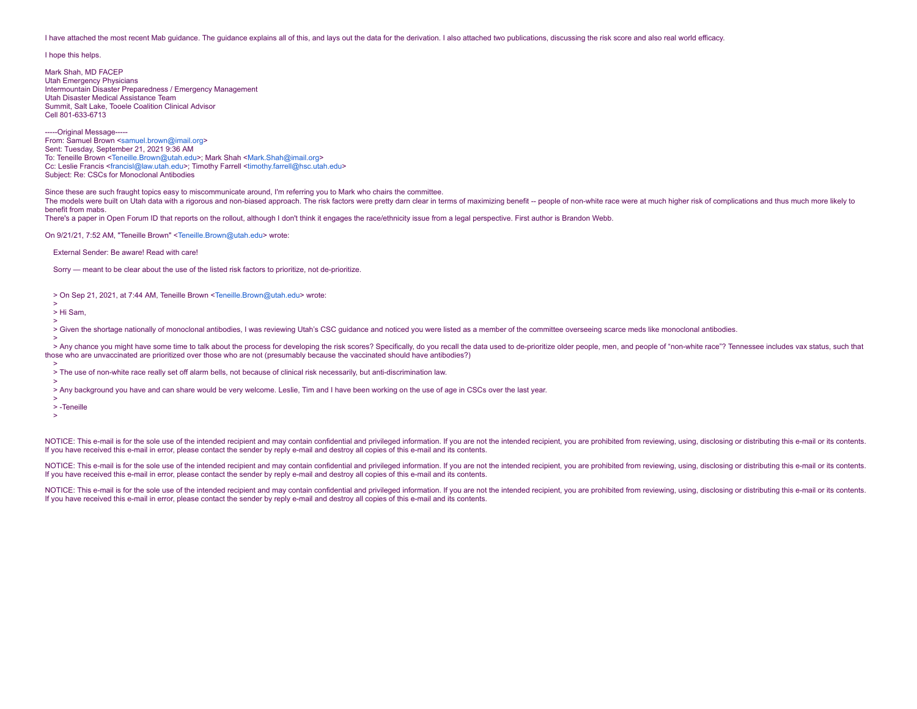I have attached the most recent Mab guidance. The guidance explains all of this, and lays out the data for the derivation. I also attached two publications, discussing the risk score and also real world efficacy.

I hope this helps.

Mark Shah, MD FACEP
Utah Emergency Physicians
Intermountain Disaster Preparedness / Emergency Management
Utah Disaster Medical Assistance Team
Summit, Salt Lake, Tooele Coalition Clinical Advisor
Cell 801-633-6713

-----Original Message-----
From: Samuel Brown <samuel.brown@imail.org>
Sent: Tuesday, September 21, 2021 9:36 AM
To: Teneille Brown <Teneille.Brown@utah.edu>; Mark Shah <Mark.Shah@imail.org>
Cc: Leslie Francis <francisl@law.utah.edu>; Timothy Farrell <timothy.farrell@hsc.utah.edu>
Subject: Re: CSCs for Monoclonal Antibodies

Since these are such fraught topics easy to miscommunicate around, I'm referring you to Mark who chairs the committee.
The models were built on Utah data with a rigorous and non-biased approach. The risk factors were pretty darn clear in terms of maximizing benefit -- people of non-white race were at much higher risk of complications and thus much more likely to benefit from mabs.
There's a paper in Open Forum ID that reports on the rollout, although I don't think it engages the race/ethnicity issue from a legal perspective. First author is Brandon Webb.

On 9/21/21, 7:52 AM, "Teneille Brown" <Teneille.Brown@utah.edu> wrote:

External Sender: Be aware! Read with care!

Sorry — meant to be clear about the use of the listed risk factors to prioritize, not de-prioritize.

> On Sep 21, 2021, at 7:44 AM, Teneille Brown <Teneille.Brown@utah.edu> wrote:
>
> Hi Sam,
>
> Given the shortage nationally of monoclonal antibodies, I was reviewing Utah's CSC guidance and noticed you were listed as a member of the committee overseeing scarce meds like monoclonal antibodies.
>
> Any chance you might have some time to talk about the process for developing the risk scores? Specifically, do you recall the data used to de-prioritize older people, men, and people of "non-white race"? Tennessee includes vax status, such that those who are unvaccinated are prioritized over those who are not (presumably because the vaccinated should have antibodies?)
>
> The use of non-white race really set off alarm bells, not because of clinical risk necessarily, but anti-discrimination law.
>
> Any background you have and can share would be very welcome. Leslie, Tim and I have been working on the use of age in CSCs over the last year.
>
> -Teneille
>

NOTICE: This e-mail is for the sole use of the intended recipient and may contain confidential and privileged information. If you are not the intended recipient, you are prohibited from reviewing, using, disclosing or distributing this e-mail or its contents. If you have received this e-mail in error, please contact the sender by reply e-mail and destroy all copies of this e-mail and its contents.

NOTICE: This e-mail is for the sole use of the intended recipient and may contain confidential and privileged information. If you are not the intended recipient, you are prohibited from reviewing, using, disclosing or distributing this e-mail or its contents. If you have received this e-mail in error, please contact the sender by reply e-mail and destroy all copies of this e-mail and its contents.

NOTICE: This e-mail is for the sole use of the intended recipient and may contain confidential and privileged information. If you are not the intended recipient, you are prohibited from reviewing, using, disclosing or distributing this e-mail or its contents. If you have received this e-mail in error, please contact the sender by reply e-mail and destroy all copies of this e-mail and its contents.